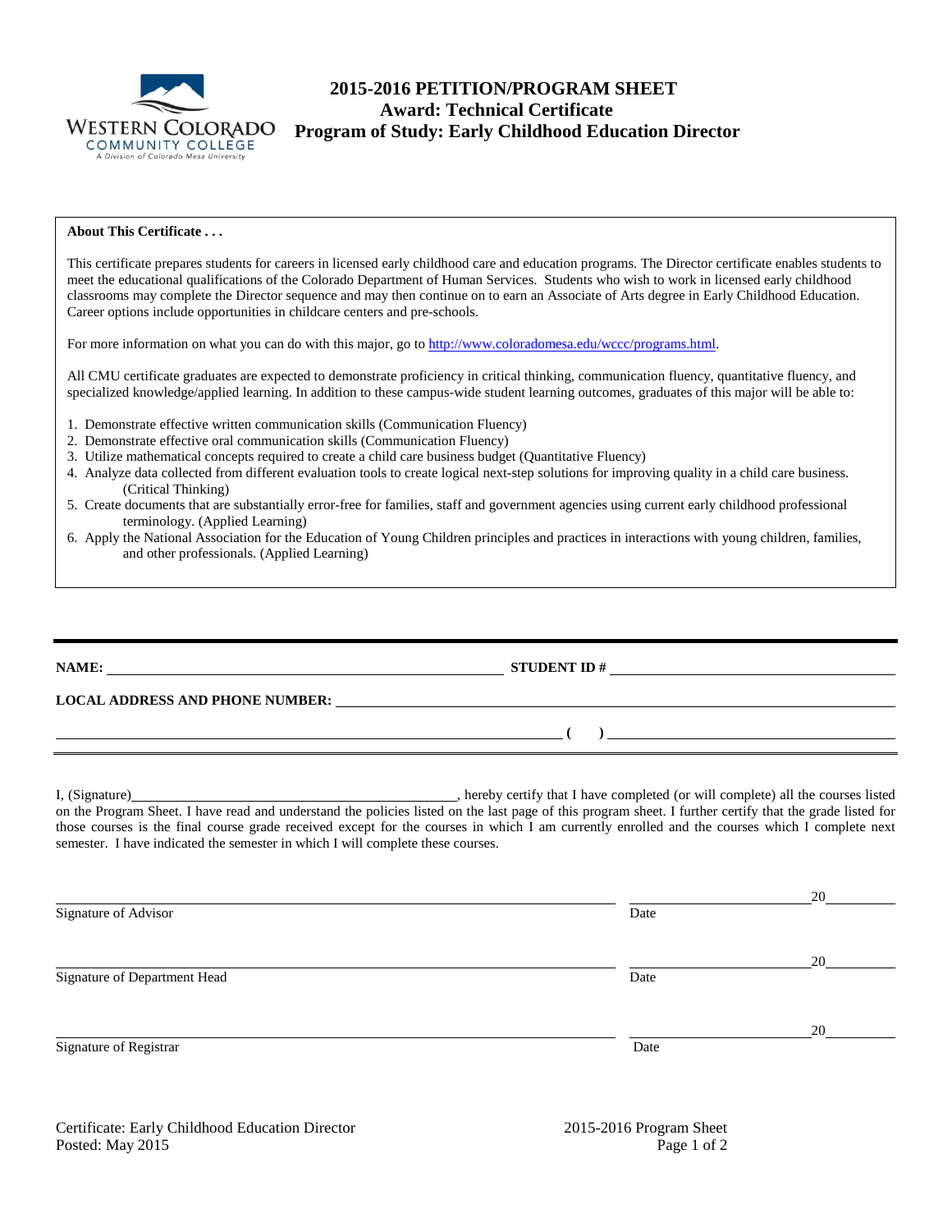# 2015-2016 PETITION/PROGRAM SHEET
## Award: Technical Certificate
## Program of Study: Early Childhood Education Director

**About This Certificate . . .**

This certificate prepares students for careers in licensed early childhood care and education programs. The Director certificate enables students to meet the educational qualifications of the Colorado Department of Human Services. Students who wish to work in licensed early childhood classrooms may complete the Director sequence and may then continue on to earn an Associate of Arts degree in Early Childhood Education. Career options include opportunities in childcare centers and pre-schools.

For more information on what you can do with this major, go to http://www.coloradomesa.edu/wccc/programs.html.

All CMU certificate graduates are expected to demonstrate proficiency in critical thinking, communication fluency, quantitative fluency, and specialized knowledge/applied learning. In addition to these campus-wide student learning outcomes, graduates of this major will be able to:

1. Demonstrate effective written communication skills (Communication Fluency)
2. Demonstrate effective oral communication skills (Communication Fluency)
3. Utilize mathematical concepts required to create a child care business budget (Quantitative Fluency)
4. Analyze data collected from different evaluation tools to create logical next-step solutions for improving quality in a child care business. (Critical Thinking)
5. Create documents that are substantially error-free for families, staff and government agencies using current early childhood professional terminology. (Applied Learning)
6. Apply the National Association for the Education of Young Children principles and practices in interactions with young children, families, and other professionals. (Applied Learning)

---

**NAME:** \_\_\_\_\_\_\_\_\_\_\_\_\_\_\_\_\_\_\_\_ **STUDENT ID #** \_\_\_\_\_\_\_\_\_\_\_\_\_\_\_\_\_\_\_\_

**LOCAL ADDRESS AND PHONE NUMBER:** \_\_\_\_\_\_\_\_\_\_\_\_\_\_\_\_\_\_\_\_

\_\_\_\_\_\_\_\_\_\_\_\_\_\_\_\_\_\_\_\_ **( )** \_\_\_\_\_\_\_\_\_\_\_\_\_\_\_\_\_\_\_\_

I, (Signature)\_\_\_\_\_\_\_\_\_\_\_\_\_\_\_\_\_\_\_\_, hereby certify that I have completed (or will complete) all the courses listed on the Program Sheet. I have read and understand the policies listed on the last page of this program sheet. I further certify that the grade listed for those courses is the final course grade received except for the courses in which I am currently enrolled and the courses which I complete next semester. I have indicated the semester in which I will complete these courses.

\_\_\_\_\_\_\_\_\_\_\_\_\_\_\_\_\_\_\_\_ \_\_\_\_\_\_\_\_\_\_20\_\_\_\_\_
Signature of Advisor Date

\_\_\_\_\_\_\_\_\_\_\_\_\_\_\_\_\_\_\_\_ \_\_\_\_\_\_\_\_\_\_20\_\_\_\_\_
Signature of Department Head Date

\_\_\_\_\_\_\_\_\_\_\_\_\_\_\_\_\_\_\_\_ \_\_\_\_\_\_\_\_\_\_20\_\_\_\_\_
Signature of Registrar Date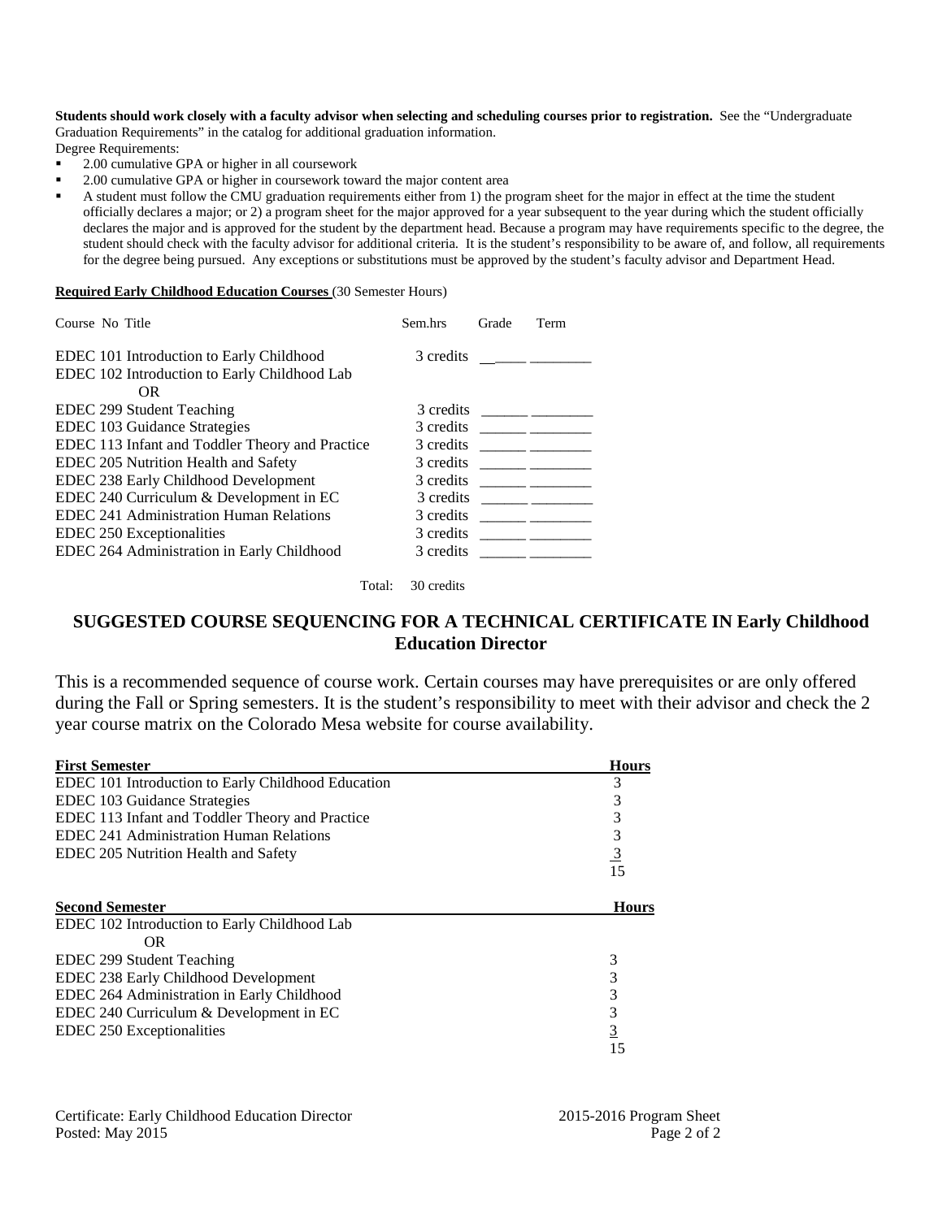**Students should work closely with a faculty advisor when selecting and scheduling courses prior to registration.** See the "Undergraduate Graduation Requirements" in the catalog for additional graduation information.

Degree Requirements:

- 2.00 cumulative GPA or higher in all coursework
- 2.00 cumulative GPA or higher in coursework toward the major content area
- A student must follow the CMU graduation requirements either from 1) the program sheet for the major in effect at the time the student officially declares a major; or 2) a program sheet for the major approved for a year subsequent to the year during which the student officially declares the major and is approved for the student by the department head. Because a program may have requirements specific to the degree, the student should check with the faculty advisor for additional criteria. It is the student's responsibility to be aware of, and follow, all requirements for the degree being pursued. Any exceptions or substitutions must be approved by the student's faculty advisor and Department Head.

**Required Early Childhood Education Courses** (30 Semester Hours)

| Course No Title | Sem.hrs | Grade | Term |
|---|---|---|---|
| EDEC 101 Introduction to Early Childhood | 3 credits | ____ | ________ |
| EDEC 102 Introduction to Early Childhood Lab<br>OR<br>EDEC 299 Student Teaching | 3 credits | ______ | ________ |
| EDEC 103 Guidance Strategies | 3 credits | ______ | ________ |
| EDEC 113 Infant and Toddler Theory and Practice | 3 credits | ______ | ________ |
| EDEC 205 Nutrition Health and Safety | 3 credits | ______ | ________ |
| EDEC 238 Early Childhood Development | 3 credits | ______ | ________ |
| EDEC 240 Curriculum & Development in EC | 3 credits | ______ | ________ |
| EDEC 241 Administration Human Relations | 3 credits | ______ | ________ |
| EDEC 250 Exceptionalities | 3 credits | ______ | ________ |
| EDEC 264 Administration in Early Childhood | 3 credits | ______ | ________ |
| Total: | 30 credits | | |

## SUGGESTED COURSE SEQUENCING FOR A TECHNICAL CERTIFICATE IN Early Childhood Education Director

This is a recommended sequence of course work. Certain courses may have prerequisites or are only offered during the Fall or Spring semesters. It is the student's responsibility to meet with their advisor and check the 2 year course matrix on the Colorado Mesa website for course availability.

| First Semester | Hours |
|---|---|
| EDEC 101 Introduction to Early Childhood Education | 3 |
| EDEC 103 Guidance Strategies | 3 |
| EDEC 113 Infant and Toddler Theory and Practice | 3 |
| EDEC 241 Administration Human Relations | 3 |
| EDEC 205 Nutrition Health and Safety | 3 |
| | 15 |

| Second Semester | Hours |
|---|---|
| EDEC 102 Introduction to Early Childhood Lab<br>OR<br>EDEC 299 Student Teaching | 3 |
| EDEC 238 Early Childhood Development | 3 |
| EDEC 264 Administration in Early Childhood | 3 |
| EDEC 240 Curriculum & Development in EC | 3 |
| EDEC 250 Exceptionalities | 3 |
| | 15 |

Certificate: Early Childhood Education Director — 2015-2016 Program Sheet
Posted: May 2015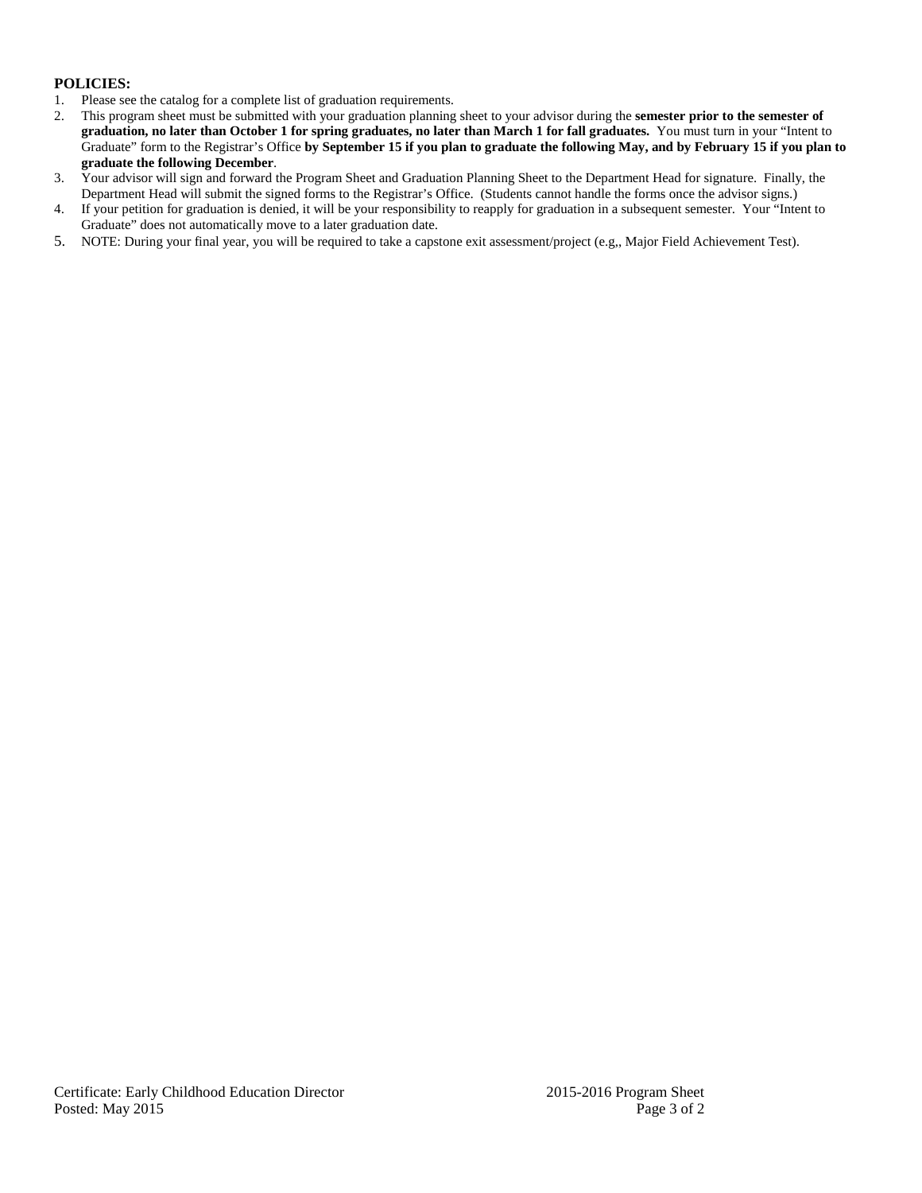**POLICIES:**

1. Please see the catalog for a complete list of graduation requirements.
2. This program sheet must be submitted with your graduation planning sheet to your advisor during the **semester prior to the semester of graduation, no later than October 1 for spring graduates, no later than March 1 for fall graduates.** You must turn in your "Intent to Graduate" form to the Registrar's Office **by September 15 if you plan to graduate the following May, and by February 15 if you plan to graduate the following December**.
3. Your advisor will sign and forward the Program Sheet and Graduation Planning Sheet to the Department Head for signature. Finally, the Department Head will submit the signed forms to the Registrar's Office. (Students cannot handle the forms once the advisor signs.)
4. If your petition for graduation is denied, it will be your responsibility to reapply for graduation in a subsequent semester. Your "Intent to Graduate" does not automatically move to a later graduation date.
5. NOTE: During your final year, you will be required to take a capstone exit assessment/project (e.g,, Major Field Achievement Test).